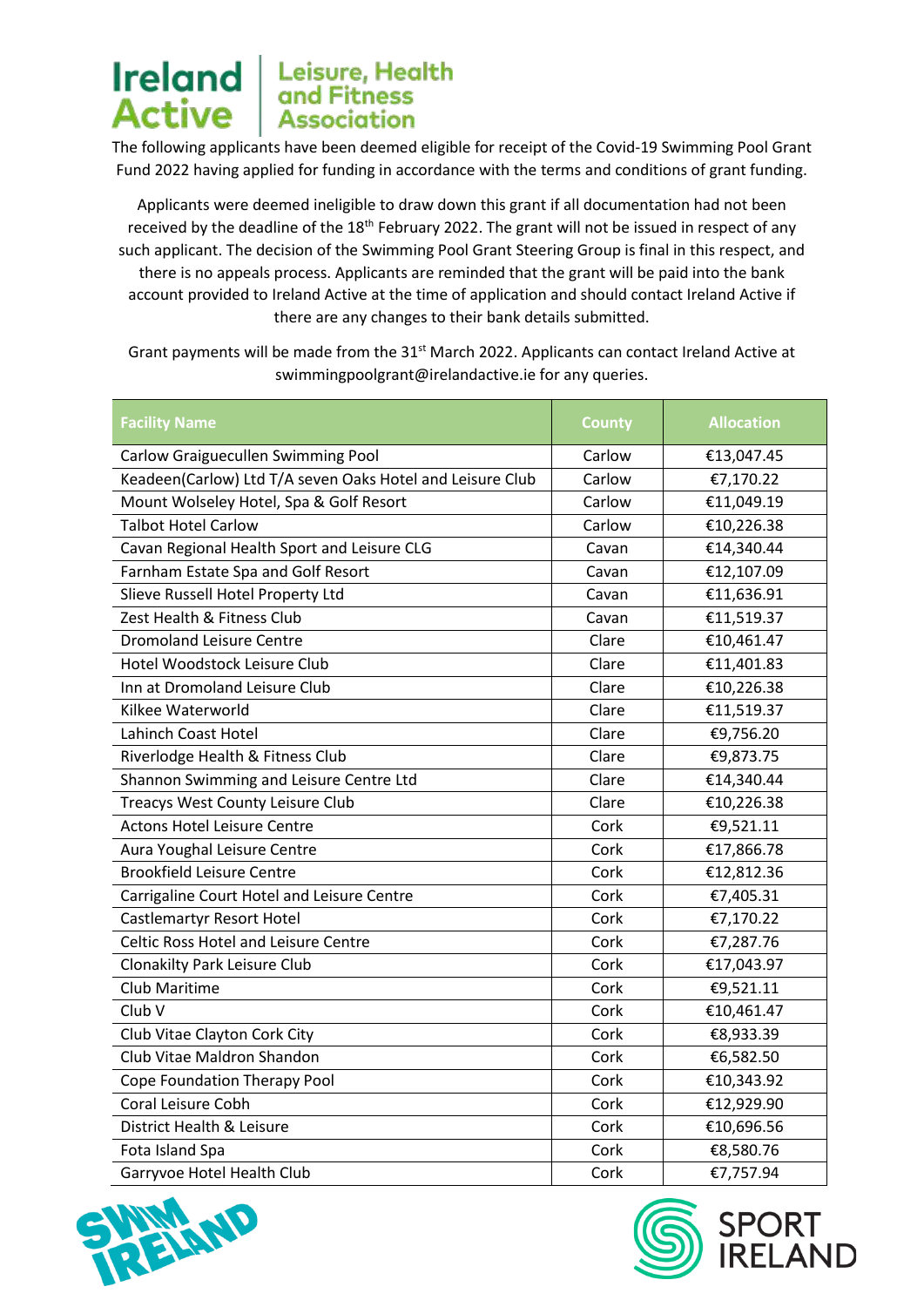The following applicants have been deemed eligible for receipt of the Covid-19 Swimming Pool Grant Fund 2022 having applied for funding in accordance with the terms and conditions of grant funding.

Applicants were deemed ineligible to draw down this grant if all documentation had not been received by the deadline of the 18th February 2022. The grant will not be issued in respect of any such applicant. The decision of the Swimming Pool Grant Steering Group is final in this respect, and there is no appeals process. Applicants are reminded that the grant will be paid into the bank account provided to Ireland Active at the time of application and should contact Ireland Active if there are any changes to their bank details submitted.

Grant payments will be made from the 31st March 2022. Applicants can contact Ireland Active at swimmingpoolgrant@irelandactive.ie for any queries.

| Facility Name | County | Allocation |
|---|---|---|
| Carlow Graiguecullen Swimming Pool | Carlow | €13,047.45 |
| Keadeen(Carlow) Ltd T/A seven Oaks Hotel and Leisure Club | Carlow | €7,170.22 |
| Mount Wolseley Hotel, Spa & Golf Resort | Carlow | €11,049.19 |
| Talbot Hotel Carlow | Carlow | €10,226.38 |
| Cavan Regional Health Sport and Leisure CLG | Cavan | €14,340.44 |
| Farnham Estate Spa and Golf Resort | Cavan | €12,107.09 |
| Slieve Russell Hotel Property Ltd | Cavan | €11,636.91 |
| Zest Health & Fitness Club | Cavan | €11,519.37 |
| Dromoland Leisure Centre | Clare | €10,461.47 |
| Hotel Woodstock Leisure Club | Clare | €11,401.83 |
| Inn at Dromoland Leisure Club | Clare | €10,226.38 |
| Kilkee Waterworld | Clare | €11,519.37 |
| Lahinch Coast Hotel | Clare | €9,756.20 |
| Riverlodge Health & Fitness Club | Clare | €9,873.75 |
| Shannon Swimming and Leisure Centre Ltd | Clare | €14,340.44 |
| Treacys West County Leisure Club | Clare | €10,226.38 |
| Actons Hotel Leisure Centre | Cork | €9,521.11 |
| Aura Youghal Leisure Centre | Cork | €17,866.78 |
| Brookfield Leisure Centre | Cork | €12,812.36 |
| Carrigaline Court Hotel and Leisure Centre | Cork | €7,405.31 |
| Castlemartyr Resort Hotel | Cork | €7,170.22 |
| Celtic Ross Hotel and Leisure Centre | Cork | €7,287.76 |
| Clonakilty Park Leisure Club | Cork | €17,043.97 |
| Club Maritime | Cork | €9,521.11 |
| Club V | Cork | €10,461.47 |
| Club Vitae Clayton Cork City | Cork | €8,933.39 |
| Club Vitae Maldron Shandon | Cork | €6,582.50 |
| Cope Foundation Therapy Pool | Cork | €10,343.92 |
| Coral Leisure Cobh | Cork | €12,929.90 |
| District Health & Leisure | Cork | €10,696.56 |
| Fota Island Spa | Cork | €8,580.76 |
| Garryvoe Hotel Health Club | Cork | €7,757.94 |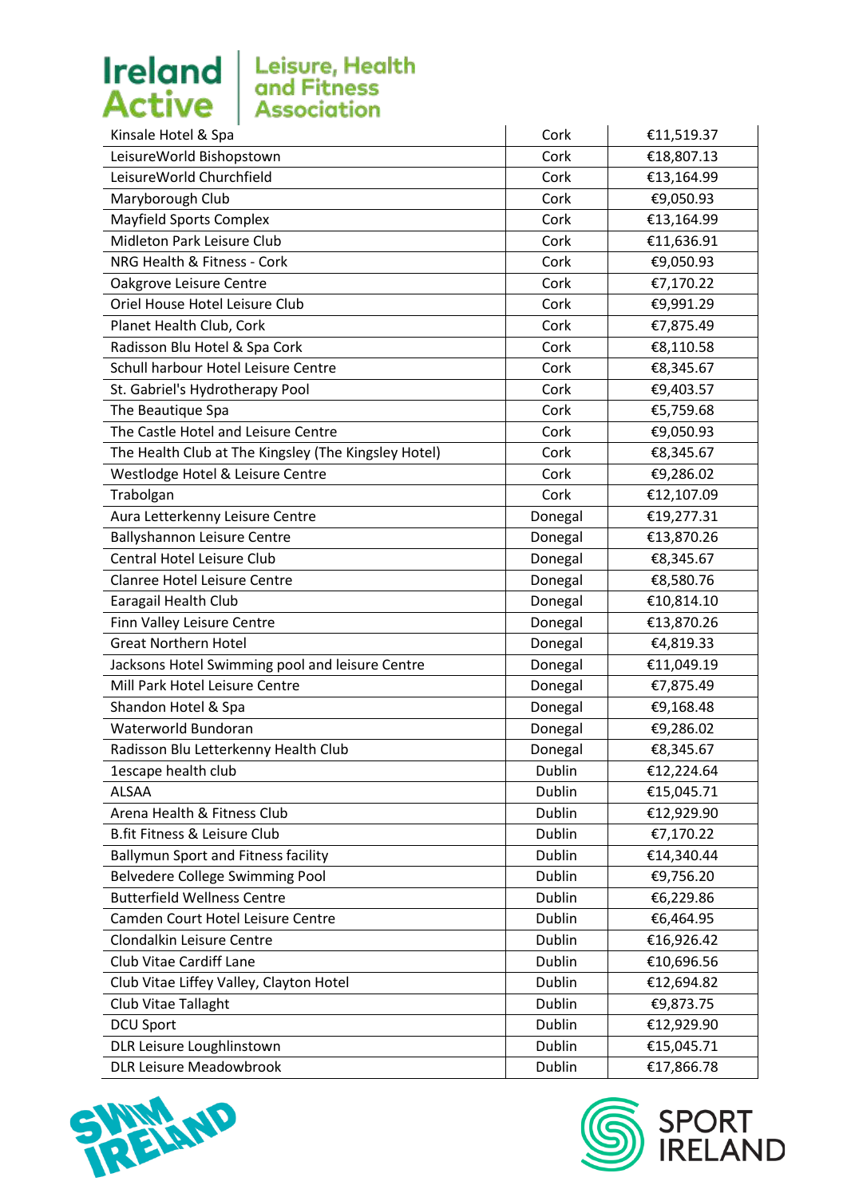| | | |
|---|---|---|
| Kinsale Hotel & Spa | Cork | €11,519.37 |
| LeisureWorld Bishopstown | Cork | €18,807.13 |
| LeisureWorld Churchfield | Cork | €13,164.99 |
| Maryborough Club | Cork | €9,050.93 |
| Mayfield Sports Complex | Cork | €13,164.99 |
| Midleton Park Leisure Club | Cork | €11,636.91 |
| NRG Health & Fitness - Cork | Cork | €9,050.93 |
| Oakgrove Leisure Centre | Cork | €7,170.22 |
| Oriel House Hotel Leisure Club | Cork | €9,991.29 |
| Planet Health Club, Cork | Cork | €7,875.49 |
| Radisson Blu Hotel & Spa Cork | Cork | €8,110.58 |
| Schull harbour Hotel Leisure Centre | Cork | €8,345.67 |
| St. Gabriel's Hydrotherapy Pool | Cork | €9,403.57 |
| The Beautique Spa | Cork | €5,759.68 |
| The Castle Hotel and Leisure Centre | Cork | €9,050.93 |
| The Health Club at The Kingsley (The Kingsley Hotel) | Cork | €8,345.67 |
| Westlodge Hotel & Leisure Centre | Cork | €9,286.02 |
| Trabolgan | Cork | €12,107.09 |
| Aura Letterkenny Leisure Centre | Donegal | €19,277.31 |
| Ballyshannon Leisure Centre | Donegal | €13,870.26 |
| Central Hotel Leisure Club | Donegal | €8,345.67 |
| Clanree Hotel Leisure Centre | Donegal | €8,580.76 |
| Earagail Health Club | Donegal | €10,814.10 |
| Finn Valley Leisure Centre | Donegal | €13,870.26 |
| Great Northern Hotel | Donegal | €4,819.33 |
| Jacksons Hotel Swimming pool and leisure Centre | Donegal | €11,049.19 |
| Mill Park Hotel Leisure Centre | Donegal | €7,875.49 |
| Shandon Hotel & Spa | Donegal | €9,168.48 |
| Waterworld Bundoran | Donegal | €9,286.02 |
| Radisson Blu Letterkenny Health Club | Donegal | €8,345.67 |
| 1escape health club | Dublin | €12,224.64 |
| ALSAA | Dublin | €15,045.71 |
| Arena Health & Fitness Club | Dublin | €12,929.90 |
| B.fit Fitness & Leisure Club | Dublin | €7,170.22 |
| Ballymun Sport and Fitness facility | Dublin | €14,340.44 |
| Belvedere College Swimming Pool | Dublin | €9,756.20 |
| Butterfield Wellness Centre | Dublin | €6,229.86 |
| Camden Court Hotel Leisure Centre | Dublin | €6,464.95 |
| Clondalkin Leisure Centre | Dublin | €16,926.42 |
| Club Vitae Cardiff Lane | Dublin | €10,696.56 |
| Club Vitae Liffey Valley, Clayton Hotel | Dublin | €12,694.82 |
| Club Vitae Tallaght | Dublin | €9,873.75 |
| DCU Sport | Dublin | €12,929.90 |
| DLR Leisure Loughlinstown | Dublin | €15,045.71 |
| DLR Leisure Meadowbrook | Dublin | €17,866.78 |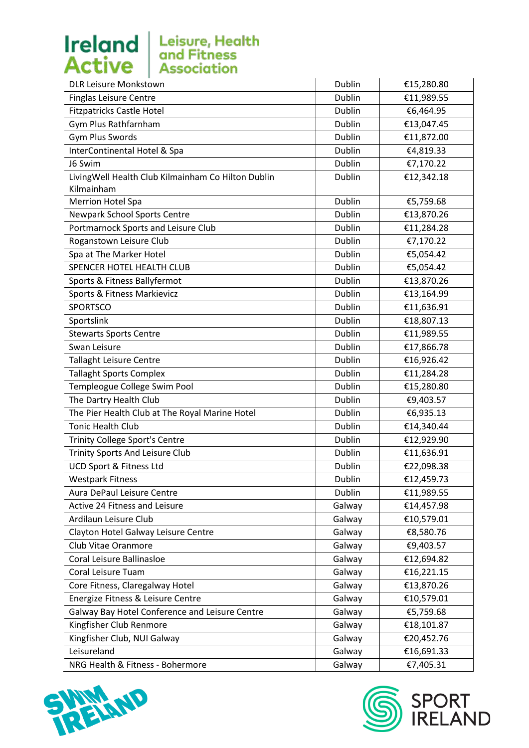| DLR Leisure Monkstown | Dublin | €15,280.80 |
|---|---|---|
| Finglas Leisure Centre | Dublin | €11,989.55 |
| Fitzpatricks Castle Hotel | Dublin | €6,464.95 |
| Gym Plus Rathfarnham | Dublin | €13,047.45 |
| Gym Plus Swords | Dublin | €11,872.00 |
| InterContinental Hotel & Spa | Dublin | €4,819.33 |
| J6 Swim | Dublin | €7,170.22 |
| LivingWell Health Club Kilmainham Co Hilton Dublin Kilmainham | Dublin | €12,342.18 |
| Merrion Hotel Spa | Dublin | €5,759.68 |
| Newpark School Sports Centre | Dublin | €13,870.26 |
| Portmarnock Sports and Leisure Club | Dublin | €11,284.28 |
| Roganstown Leisure Club | Dublin | €7,170.22 |
| Spa at The Marker Hotel | Dublin | €5,054.42 |
| SPENCER HOTEL HEALTH CLUB | Dublin | €5,054.42 |
| Sports & Fitness Ballyfermot | Dublin | €13,870.26 |
| Sports & Fitness Markievicz | Dublin | €13,164.99 |
| SPORTSCO | Dublin | €11,636.91 |
| Sportslink | Dublin | €18,807.13 |
| Stewarts Sports Centre | Dublin | €11,989.55 |
| Swan Leisure | Dublin | €17,866.78 |
| Tallaght Leisure Centre | Dublin | €16,926.42 |
| Tallaght Sports Complex | Dublin | €11,284.28 |
| Templeogue College Swim Pool | Dublin | €15,280.80 |
| The Dartry Health Club | Dublin | €9,403.57 |
| The Pier Health Club at The Royal Marine Hotel | Dublin | €6,935.13 |
| Tonic Health Club | Dublin | €14,340.44 |
| Trinity College Sport's Centre | Dublin | €12,929.90 |
| Trinity Sports And Leisure Club | Dublin | €11,636.91 |
| UCD Sport & Fitness Ltd | Dublin | €22,098.38 |
| Westpark Fitness | Dublin | €12,459.73 |
| Aura DePaul Leisure Centre | Dublin | €11,989.55 |
| Active 24 Fitness and Leisure | Galway | €14,457.98 |
| Ardilaun Leisure Club | Galway | €10,579.01 |
| Clayton Hotel Galway Leisure Centre | Galway | €8,580.76 |
| Club Vitae Oranmore | Galway | €9,403.57 |
| Coral Leisure Ballinasloe | Galway | €12,694.82 |
| Coral Leisure Tuam | Galway | €16,221.15 |
| Core Fitness, Claregalway Hotel | Galway | €13,870.26 |
| Energize Fitness & Leisure Centre | Galway | €10,579.01 |
| Galway Bay Hotel Conference and Leisure Centre | Galway | €5,759.68 |
| Kingfisher Club Renmore | Galway | €18,101.87 |
| Kingfisher Club, NUI Galway | Galway | €20,452.76 |
| Leisureland | Galway | €16,691.33 |
| NRG Health & Fitness - Bohermore | Galway | €7,405.31 |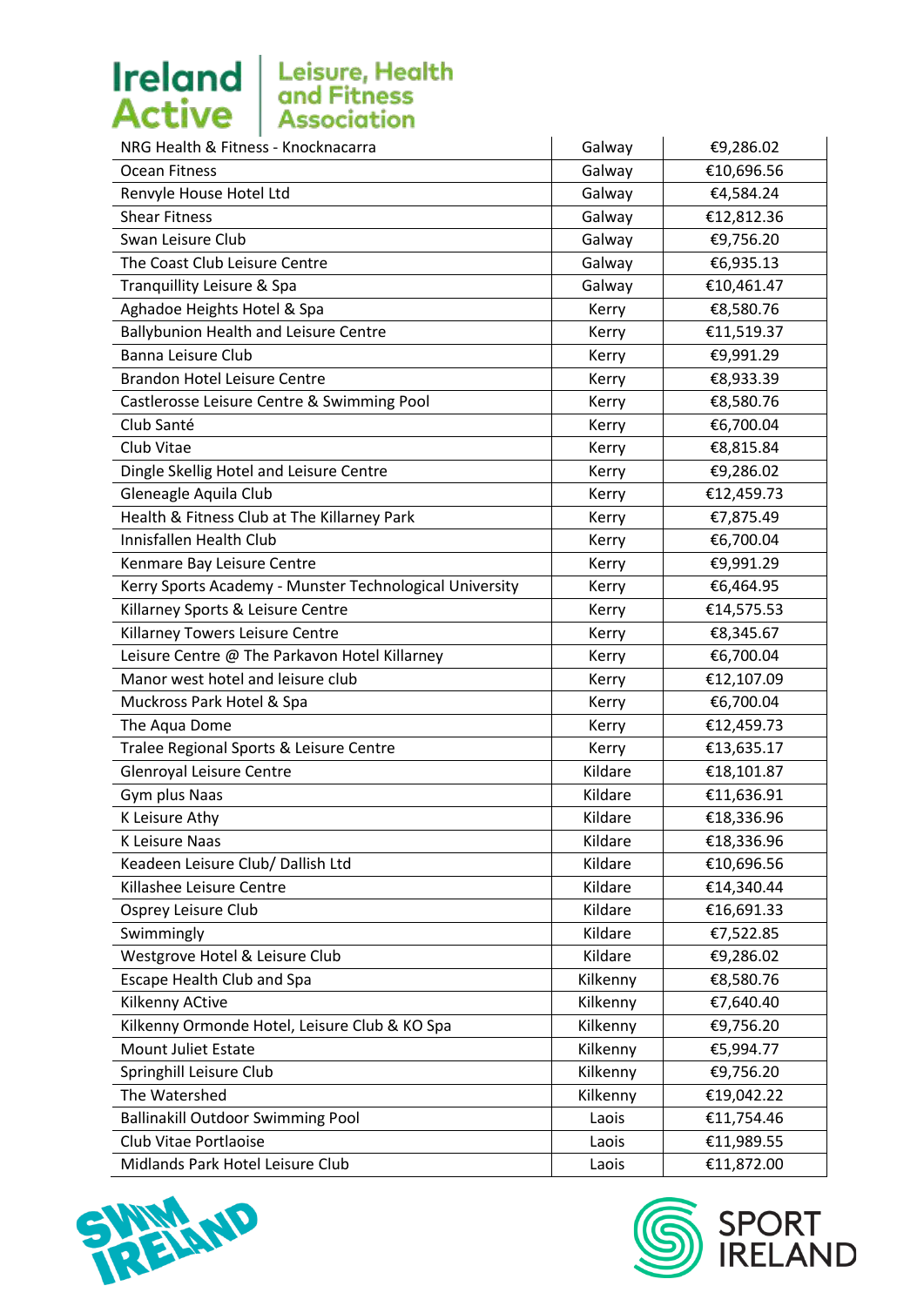| | | |
|---|---|---|
| NRG Health & Fitness - Knocknacarra | Galway | €9,286.02 |
| Ocean Fitness | Galway | €10,696.56 |
| Renvyle House Hotel Ltd | Galway | €4,584.24 |
| Shear Fitness | Galway | €12,812.36 |
| Swan Leisure Club | Galway | €9,756.20 |
| The Coast Club Leisure Centre | Galway | €6,935.13 |
| Tranquillity Leisure & Spa | Galway | €10,461.47 |
| Aghadoe Heights Hotel & Spa | Kerry | €8,580.76 |
| Ballybunion Health and Leisure Centre | Kerry | €11,519.37 |
| Banna Leisure Club | Kerry | €9,991.29 |
| Brandon Hotel Leisure Centre | Kerry | €8,933.39 |
| Castlerosse Leisure Centre & Swimming Pool | Kerry | €8,580.76 |
| Club Santé | Kerry | €6,700.04 |
| Club Vitae | Kerry | €8,815.84 |
| Dingle Skellig Hotel and Leisure Centre | Kerry | €9,286.02 |
| Gleneagle Aquila Club | Kerry | €12,459.73 |
| Health & Fitness Club at The Killarney Park | Kerry | €7,875.49 |
| Innisfallen Health Club | Kerry | €6,700.04 |
| Kenmare Bay Leisure Centre | Kerry | €9,991.29 |
| Kerry Sports Academy - Munster Technological University | Kerry | €6,464.95 |
| Killarney Sports & Leisure Centre | Kerry | €14,575.53 |
| Killarney Towers Leisure Centre | Kerry | €8,345.67 |
| Leisure Centre @ The Parkavon Hotel Killarney | Kerry | €6,700.04 |
| Manor west hotel and leisure club | Kerry | €12,107.09 |
| Muckross Park Hotel & Spa | Kerry | €6,700.04 |
| The Aqua Dome | Kerry | €12,459.73 |
| Tralee Regional Sports & Leisure Centre | Kerry | €13,635.17 |
| Glenroyal Leisure Centre | Kildare | €18,101.87 |
| Gym plus Naas | Kildare | €11,636.91 |
| K Leisure Athy | Kildare | €18,336.96 |
| K Leisure Naas | Kildare | €18,336.96 |
| Keadeen Leisure Club/ Dallish Ltd | Kildare | €10,696.56 |
| Killashee Leisure Centre | Kildare | €14,340.44 |
| Osprey Leisure Club | Kildare | €16,691.33 |
| Swimmingly | Kildare | €7,522.85 |
| Westgrove Hotel & Leisure Club | Kildare | €9,286.02 |
| Escape Health Club and Spa | Kilkenny | €8,580.76 |
| Kilkenny ACtive | Kilkenny | €7,640.40 |
| Kilkenny Ormonde Hotel, Leisure Club & KO Spa | Kilkenny | €9,756.20 |
| Mount Juliet Estate | Kilkenny | €5,994.77 |
| Springhill Leisure Club | Kilkenny | €9,756.20 |
| The Watershed | Kilkenny | €19,042.22 |
| Ballinakill Outdoor Swimming Pool | Laois | €11,754.46 |
| Club Vitae Portlaoise | Laois | €11,989.55 |
| Midlands Park Hotel Leisure Club | Laois | €11,872.00 |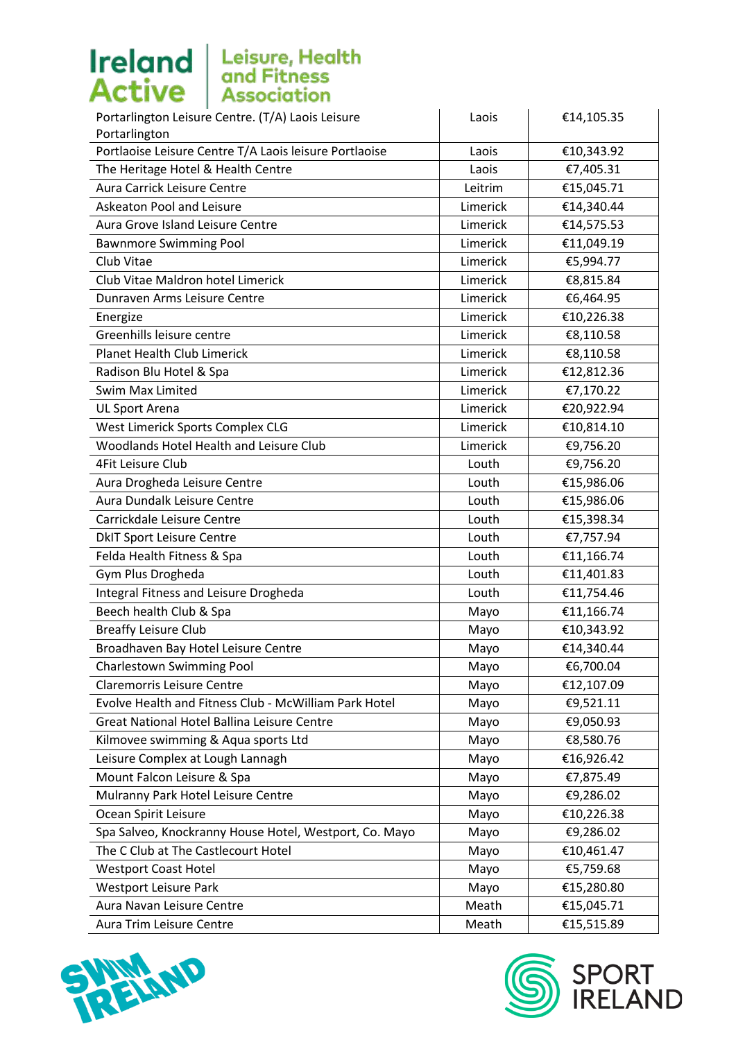| Portarlington Leisure Centre. (T/A) Laois Leisure Portarlington | Laois | €14,105.35 |
|---|---|---|
| Portlaoise Leisure Centre T/A Laois leisure Portlaoise | Laois | €10,343.92 |
| The Heritage Hotel & Health Centre | Laois | €7,405.31 |
| Aura Carrick Leisure Centre | Leitrim | €15,045.71 |
| Askeaton Pool and Leisure | Limerick | €14,340.44 |
| Aura Grove Island Leisure Centre | Limerick | €14,575.53 |
| Bawnmore Swimming Pool | Limerick | €11,049.19 |
| Club Vitae | Limerick | €5,994.77 |
| Club Vitae Maldron hotel Limerick | Limerick | €8,815.84 |
| Dunraven Arms Leisure Centre | Limerick | €6,464.95 |
| Energize | Limerick | €10,226.38 |
| Greenhills leisure centre | Limerick | €8,110.58 |
| Planet Health Club Limerick | Limerick | €8,110.58 |
| Radison Blu Hotel & Spa | Limerick | €12,812.36 |
| Swim Max Limited | Limerick | €7,170.22 |
| UL Sport Arena | Limerick | €20,922.94 |
| West Limerick Sports Complex CLG | Limerick | €10,814.10 |
| Woodlands Hotel Health and Leisure Club | Limerick | €9,756.20 |
| 4Fit Leisure Club | Louth | €9,756.20 |
| Aura Drogheda Leisure Centre | Louth | €15,986.06 |
| Aura Dundalk Leisure Centre | Louth | €15,986.06 |
| Carrickdale Leisure Centre | Louth | €15,398.34 |
| DkIT Sport Leisure Centre | Louth | €7,757.94 |
| Felda Health Fitness & Spa | Louth | €11,166.74 |
| Gym Plus Drogheda | Louth | €11,401.83 |
| Integral Fitness and Leisure Drogheda | Louth | €11,754.46 |
| Beech health Club & Spa | Mayo | €11,166.74 |
| Breaffy Leisure Club | Mayo | €10,343.92 |
| Broadhaven Bay Hotel Leisure Centre | Mayo | €14,340.44 |
| Charlestown Swimming Pool | Mayo | €6,700.04 |
| Claremorris Leisure Centre | Mayo | €12,107.09 |
| Evolve Health and Fitness Club - McWilliam Park Hotel | Mayo | €9,521.11 |
| Great National Hotel Ballina Leisure Centre | Mayo | €9,050.93 |
| Kilmovee swimming & Aqua sports Ltd | Mayo | €8,580.76 |
| Leisure Complex at Lough Lannagh | Mayo | €16,926.42 |
| Mount Falcon Leisure & Spa | Mayo | €7,875.49 |
| Mulranny Park Hotel Leisure Centre | Mayo | €9,286.02 |
| Ocean Spirit Leisure | Mayo | €10,226.38 |
| Spa Salveo, Knockranny House Hotel, Westport, Co. Mayo | Mayo | €9,286.02 |
| The C Club at The Castlecourt Hotel | Mayo | €10,461.47 |
| Westport Coast Hotel | Mayo | €5,759.68 |
| Westport Leisure Park | Mayo | €15,280.80 |
| Aura Navan Leisure Centre | Meath | €15,045.71 |
| Aura Trim Leisure Centre | Meath | €15,515.89 |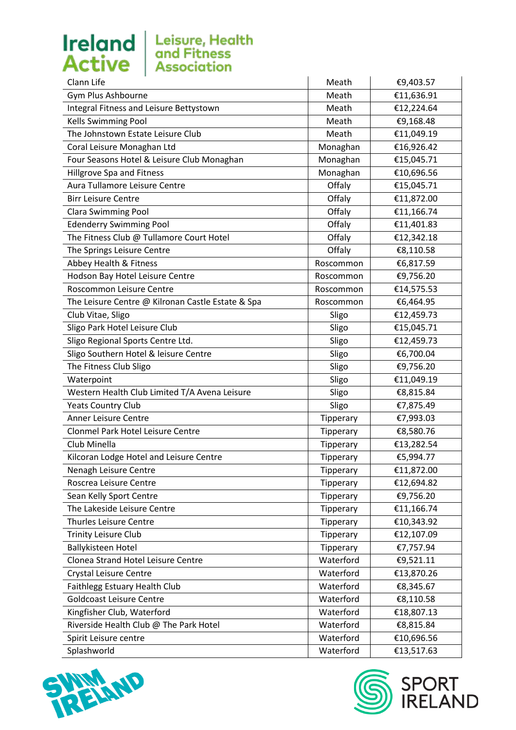| | | |
|---|---|---|
| Clann Life | Meath | €9,403.57 |
| Gym Plus Ashbourne | Meath | €11,636.91 |
| Integral Fitness and Leisure Bettystown | Meath | €12,224.64 |
| Kells Swimming Pool | Meath | €9,168.48 |
| The Johnstown Estate Leisure Club | Meath | €11,049.19 |
| Coral Leisure Monaghan Ltd | Monaghan | €16,926.42 |
| Four Seasons Hotel & Leisure Club Monaghan | Monaghan | €15,045.71 |
| Hillgrove Spa and Fitness | Monaghan | €10,696.56 |
| Aura Tullamore Leisure Centre | Offaly | €15,045.71 |
| Birr Leisure Centre | Offaly | €11,872.00 |
| Clara Swimming Pool | Offaly | €11,166.74 |
| Edenderry Swimming Pool | Offaly | €11,401.83 |
| The Fitness Club @ Tullamore Court Hotel | Offaly | €12,342.18 |
| The Springs Leisure Centre | Offaly | €8,110.58 |
| Abbey Health & Fitness | Roscommon | €6,817.59 |
| Hodson Bay Hotel Leisure Centre | Roscommon | €9,756.20 |
| Roscommon Leisure Centre | Roscommon | €14,575.53 |
| The Leisure Centre @ Kilronan Castle Estate & Spa | Roscommon | €6,464.95 |
| Club Vitae, Sligo | Sligo | €12,459.73 |
| Sligo Park Hotel Leisure Club | Sligo | €15,045.71 |
| Sligo Regional Sports Centre Ltd. | Sligo | €12,459.73 |
| Sligo Southern Hotel & leisure Centre | Sligo | €6,700.04 |
| The Fitness Club Sligo | Sligo | €9,756.20 |
| Waterpoint | Sligo | €11,049.19 |
| Western Health Club Limited T/A Avena Leisure | Sligo | €8,815.84 |
| Yeats Country Club | Sligo | €7,875.49 |
| Anner Leisure Centre | Tipperary | €7,993.03 |
| Clonmel Park Hotel Leisure Centre | Tipperary | €8,580.76 |
| Club Minella | Tipperary | €13,282.54 |
| Kilcoran Lodge Hotel and Leisure Centre | Tipperary | €5,994.77 |
| Nenagh Leisure Centre | Tipperary | €11,872.00 |
| Roscrea Leisure Centre | Tipperary | €12,694.82 |
| Sean Kelly Sport Centre | Tipperary | €9,756.20 |
| The Lakeside Leisure Centre | Tipperary | €11,166.74 |
| Thurles Leisure Centre | Tipperary | €10,343.92 |
| Trinity Leisure Club | Tipperary | €12,107.09 |
| Ballykisteen Hotel | Tipperary | €7,757.94 |
| Clonea Strand Hotel Leisure Centre | Waterford | €9,521.11 |
| Crystal Leisure Centre | Waterford | €13,870.26 |
| Faithlegg Estuary Health Club | Waterford | €8,345.67 |
| Goldcoast Leisure Centre | Waterford | €8,110.58 |
| Kingfisher Club, Waterford | Waterford | €18,807.13 |
| Riverside Health Club @ The Park Hotel | Waterford | €8,815.84 |
| Spirit Leisure centre | Waterford | €10,696.56 |
| Splashworld | Waterford | €13,517.63 |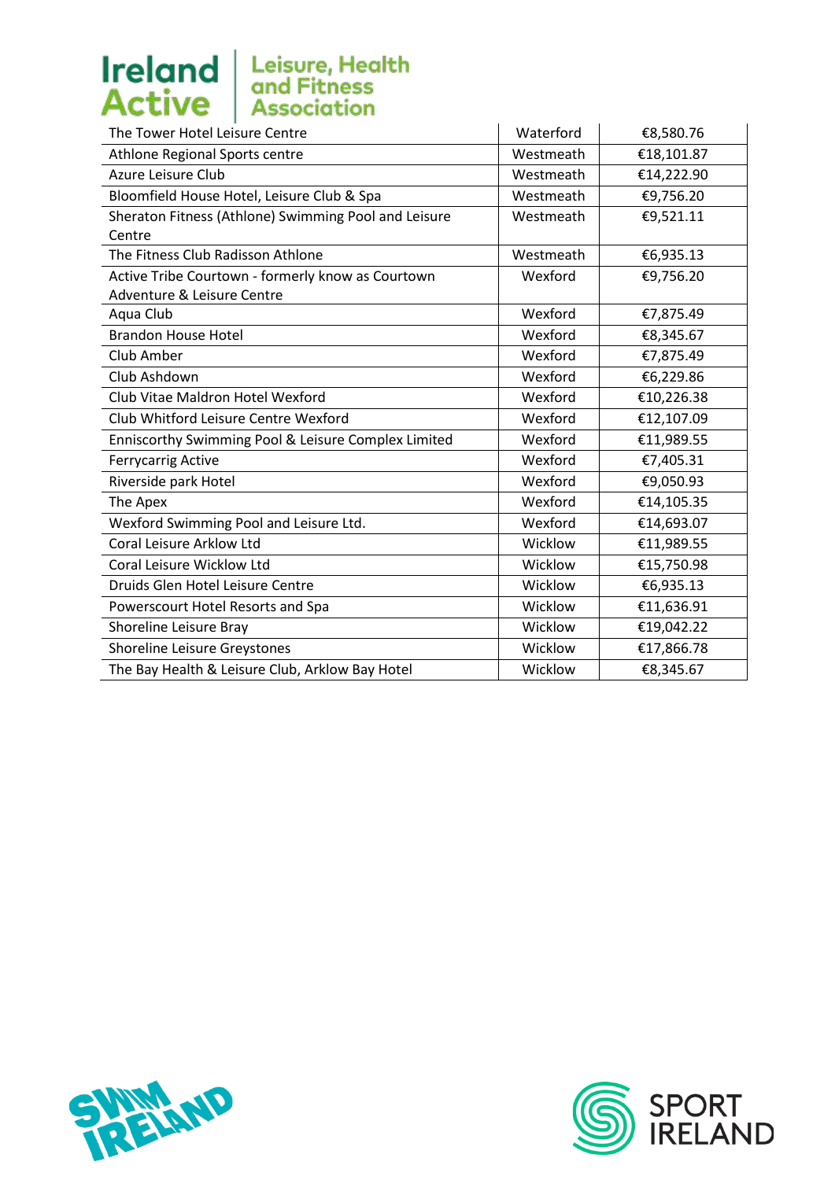| | | |
|---|---|---|
| The Tower Hotel Leisure Centre | Waterford | €8,580.76 |
| Athlone Regional Sports centre | Westmeath | €18,101.87 |
| Azure Leisure Club | Westmeath | €14,222.90 |
| Bloomfield House Hotel, Leisure Club & Spa | Westmeath | €9,756.20 |
| Sheraton Fitness (Athlone) Swimming Pool and Leisure Centre | Westmeath | €9,521.11 |
| The Fitness Club Radisson Athlone | Westmeath | €6,935.13 |
| Active Tribe Courtown - formerly know as Courtown Adventure & Leisure Centre | Wexford | €9,756.20 |
| Aqua Club | Wexford | €7,875.49 |
| Brandon House Hotel | Wexford | €8,345.67 |
| Club Amber | Wexford | €7,875.49 |
| Club Ashdown | Wexford | €6,229.86 |
| Club Vitae Maldron Hotel Wexford | Wexford | €10,226.38 |
| Club Whitford Leisure Centre Wexford | Wexford | €12,107.09 |
| Enniscorthy Swimming Pool & Leisure Complex Limited | Wexford | €11,989.55 |
| Ferrycarrig Active | Wexford | €7,405.31 |
| Riverside park Hotel | Wexford | €9,050.93 |
| The Apex | Wexford | €14,105.35 |
| Wexford Swimming Pool and Leisure Ltd. | Wexford | €14,693.07 |
| Coral Leisure Arklow Ltd | Wicklow | €11,989.55 |
| Coral Leisure Wicklow Ltd | Wicklow | €15,750.98 |
| Druids Glen Hotel Leisure Centre | Wicklow | €6,935.13 |
| Powerscourt Hotel Resorts and Spa | Wicklow | €11,636.91 |
| Shoreline Leisure Bray | Wicklow | €19,042.22 |
| Shoreline Leisure Greystones | Wicklow | €17,866.78 |
| The Bay Health & Leisure Club, Arklow Bay Hotel | Wicklow | €8,345.67 |